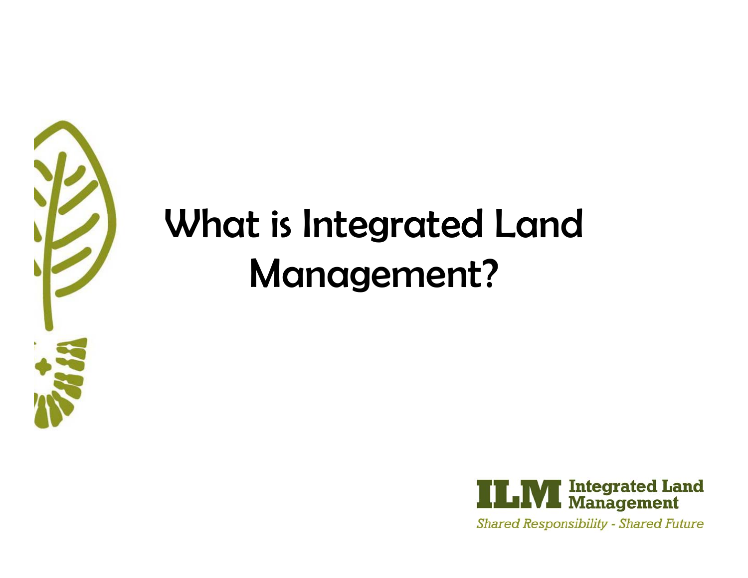# What is Integrated Land Management?

**ILM** Integrated Land Management

*Shared Responsibility - Shared Future*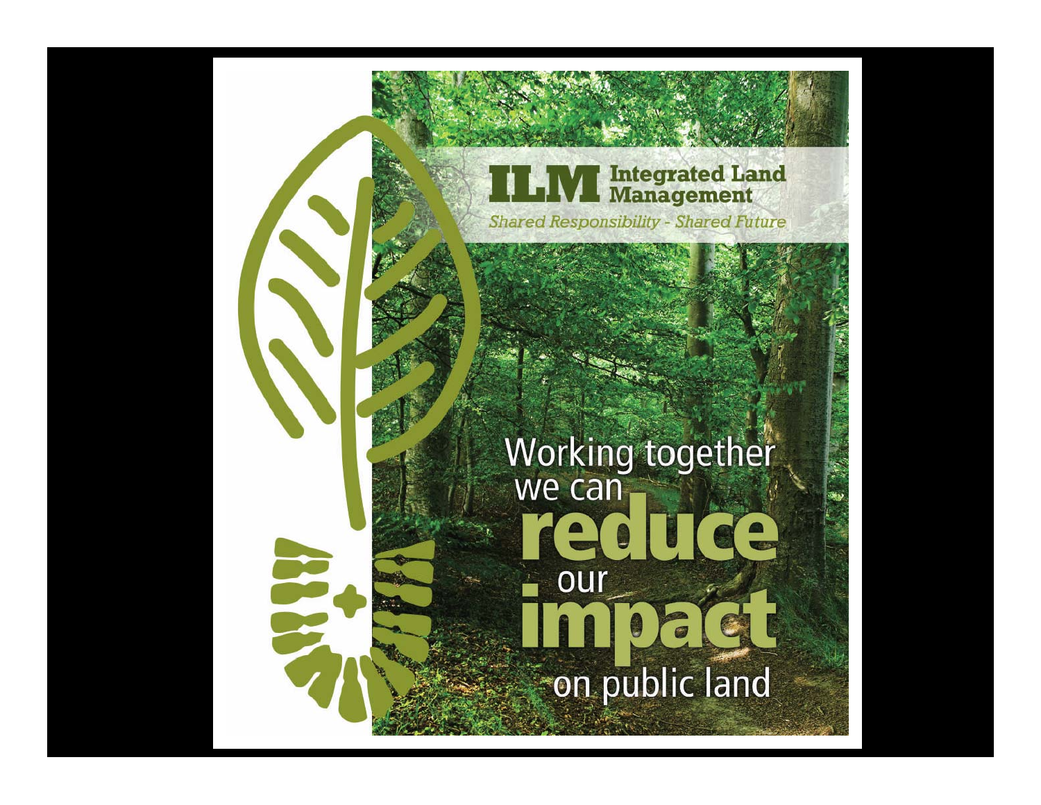# ILM Integrated Land Management

*Shared Responsibility - Shared Future*

Working together we can **reduce** our **impact** on public land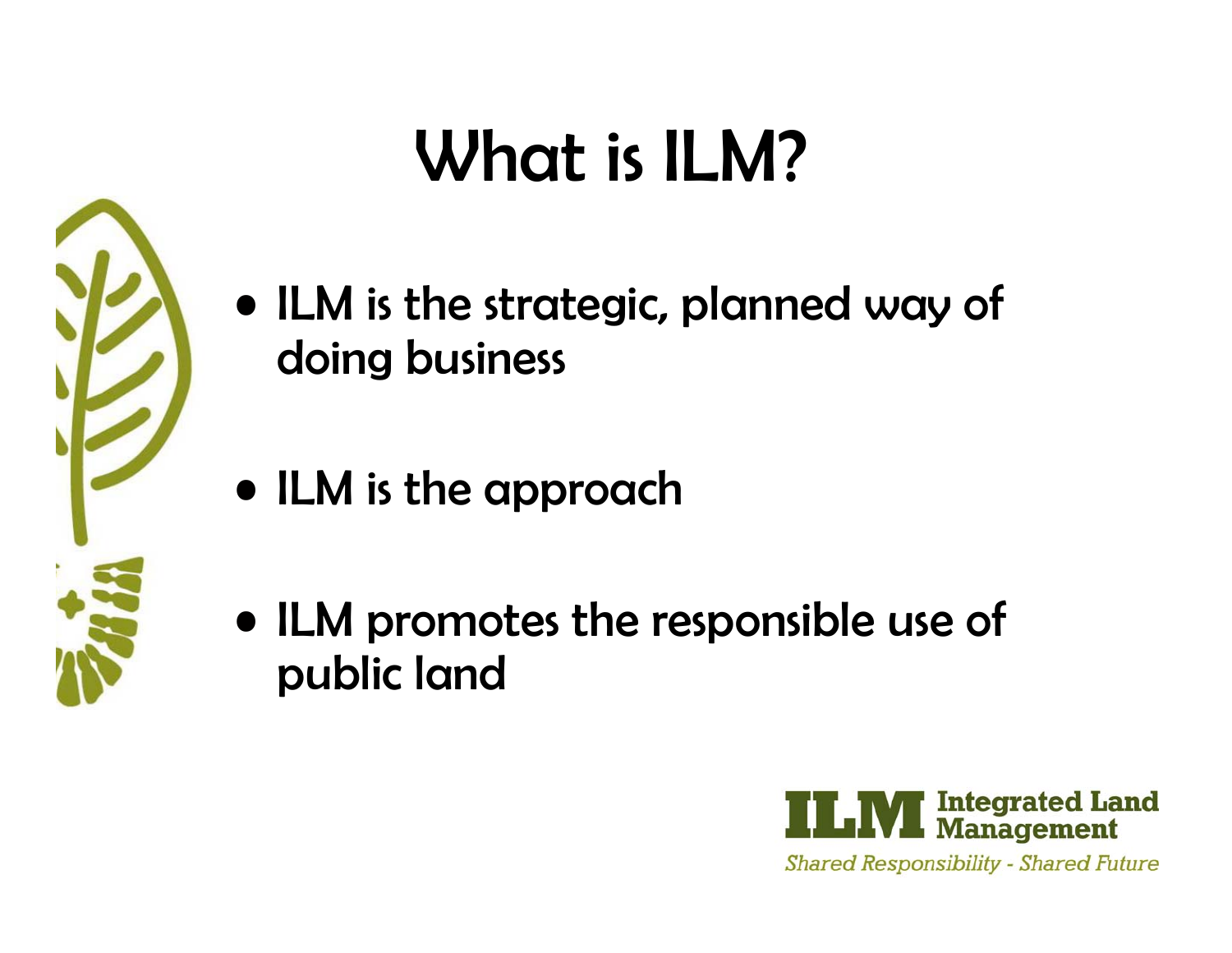# What is ILM?

- ILM is the strategic, planned way of doing business
- ILM is the approach
- ILM promotes the responsible use of public land

**ILM Integrated Land Management**

*Shared Responsibility - Shared Future*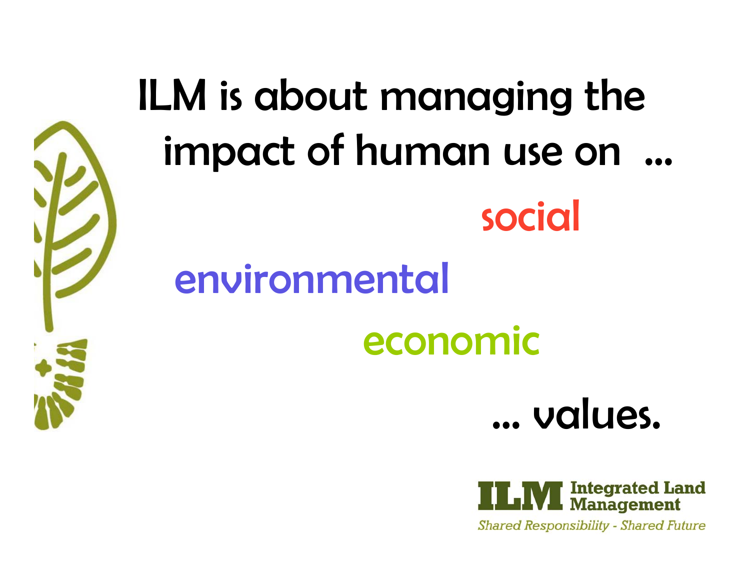# ILM is about managing the impact of human use on …

social

environmental

economic

… values.

**ILM Integrated Land Management**

*Shared Responsibility - Shared Future*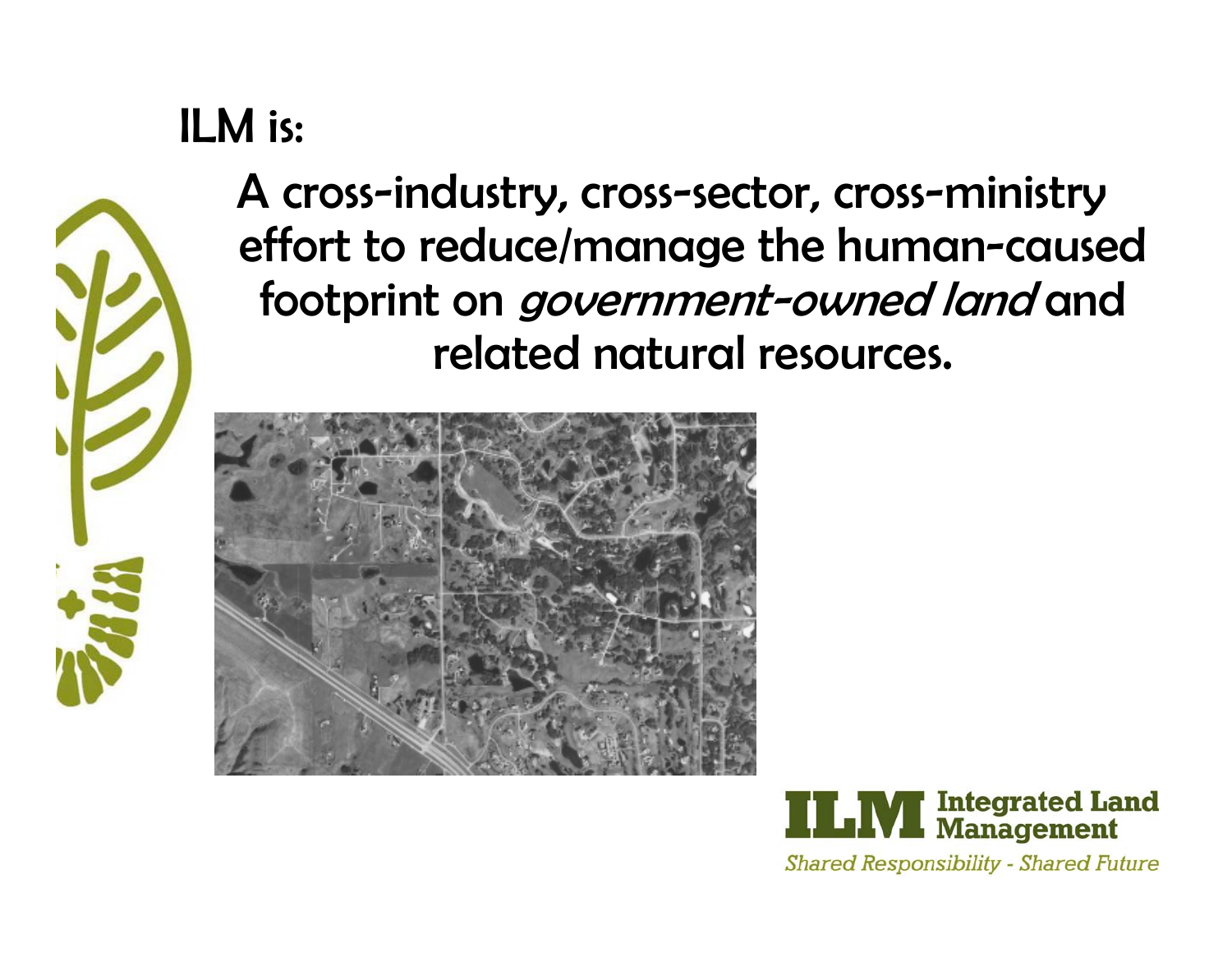# ILM is:

A cross-industry, cross-sector, cross-ministry effort to reduce/manage the human-caused footprint on *government-owned land* and related natural resources.

**ILM Integrated Land Management**

*Shared Responsibility - Shared Future*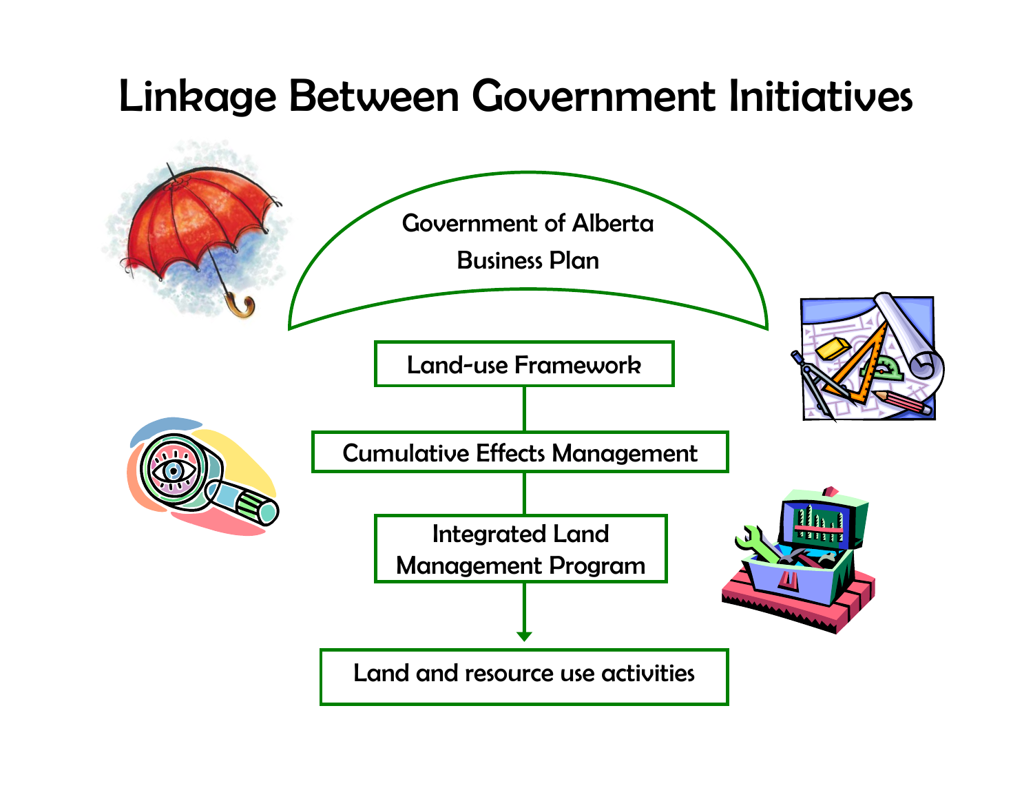# Linkage Between Government Initiatives

Government of Alberta Business Plan

Land-use Framework

Cumulative Effects Management

Integrated Land Management Program

Land and resource use activities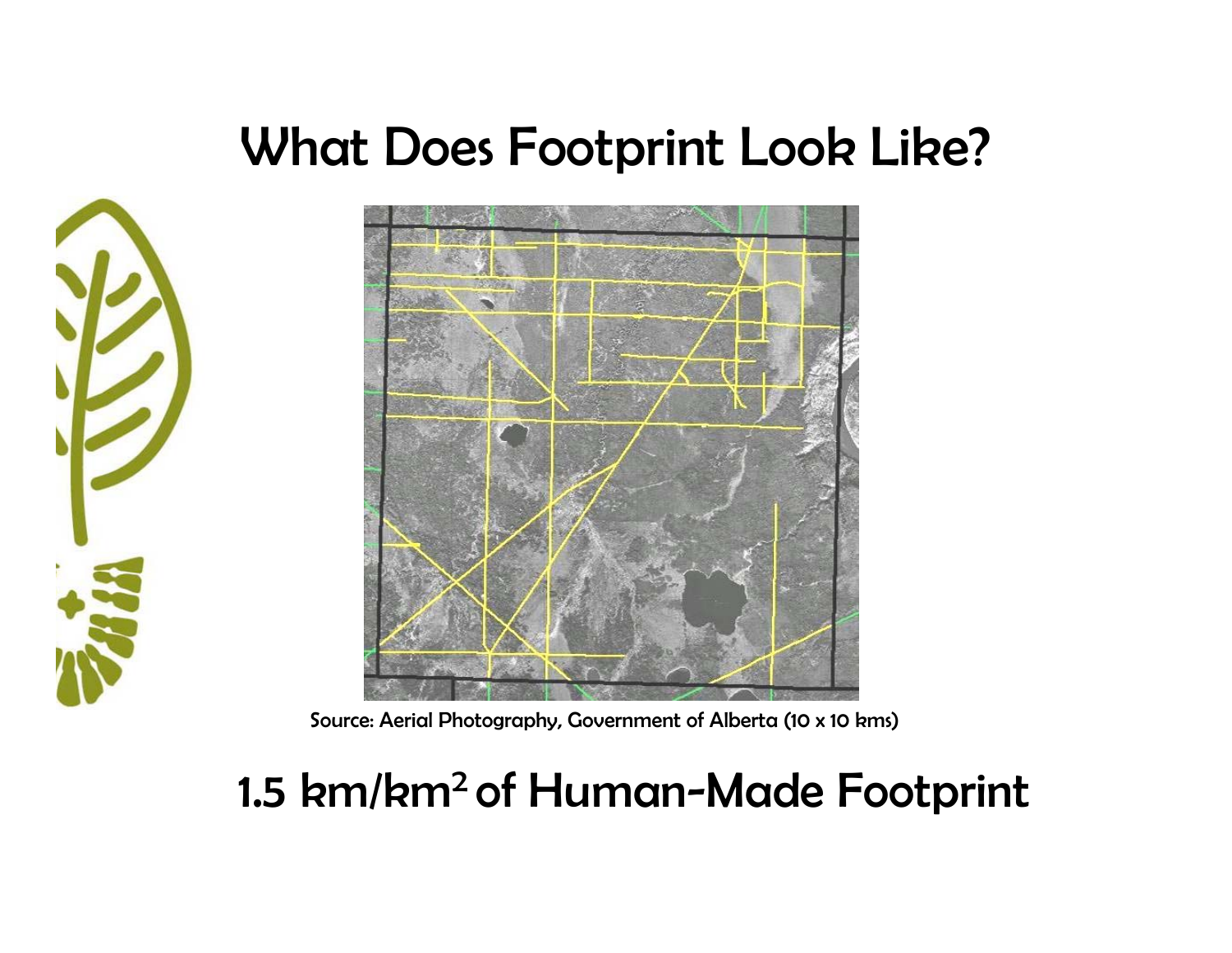# What Does Footprint Look Like?

Source: Aerial Photography, Government of Alberta (10 x 10 kms)

## 1.5 km/km$^2$ of Human-Made Footprint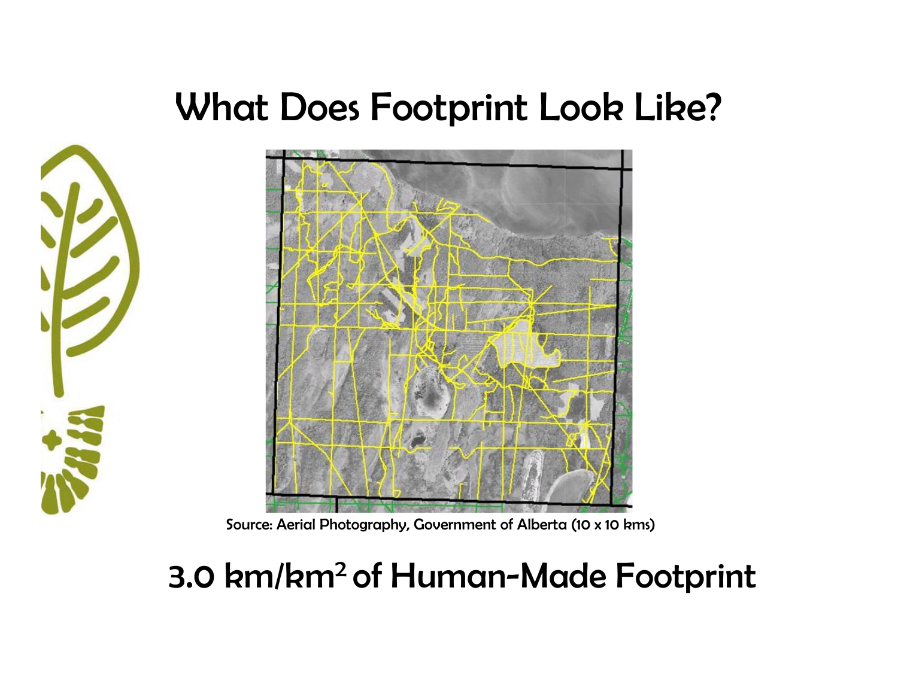# What Does Footprint Look Like?

Source: Aerial Photography, Government of Alberta (10 x 10 kms)

## 3.0 $km/km^2$ of Human-Made Footprint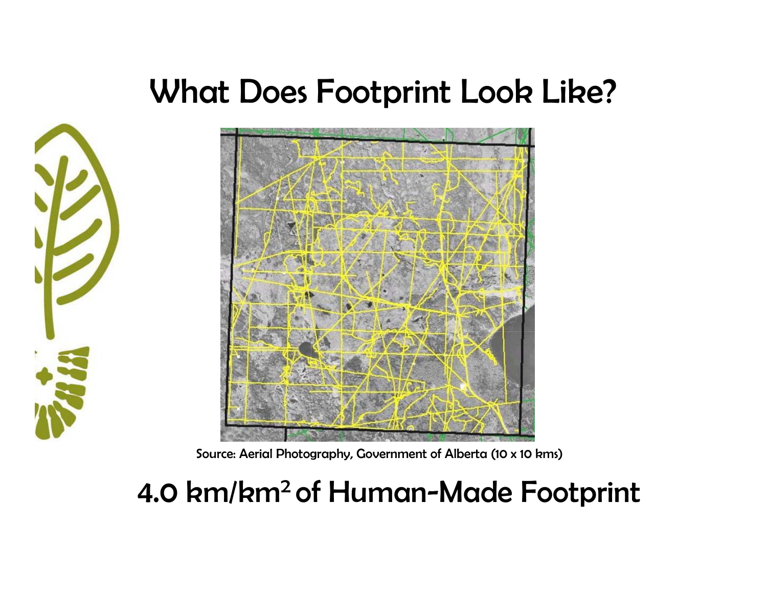# What Does Footprint Look Like?

Source: Aerial Photography, Government of Alberta (10 x 10 kms)

## 4.0 km/km$^2$ of Human-Made Footprint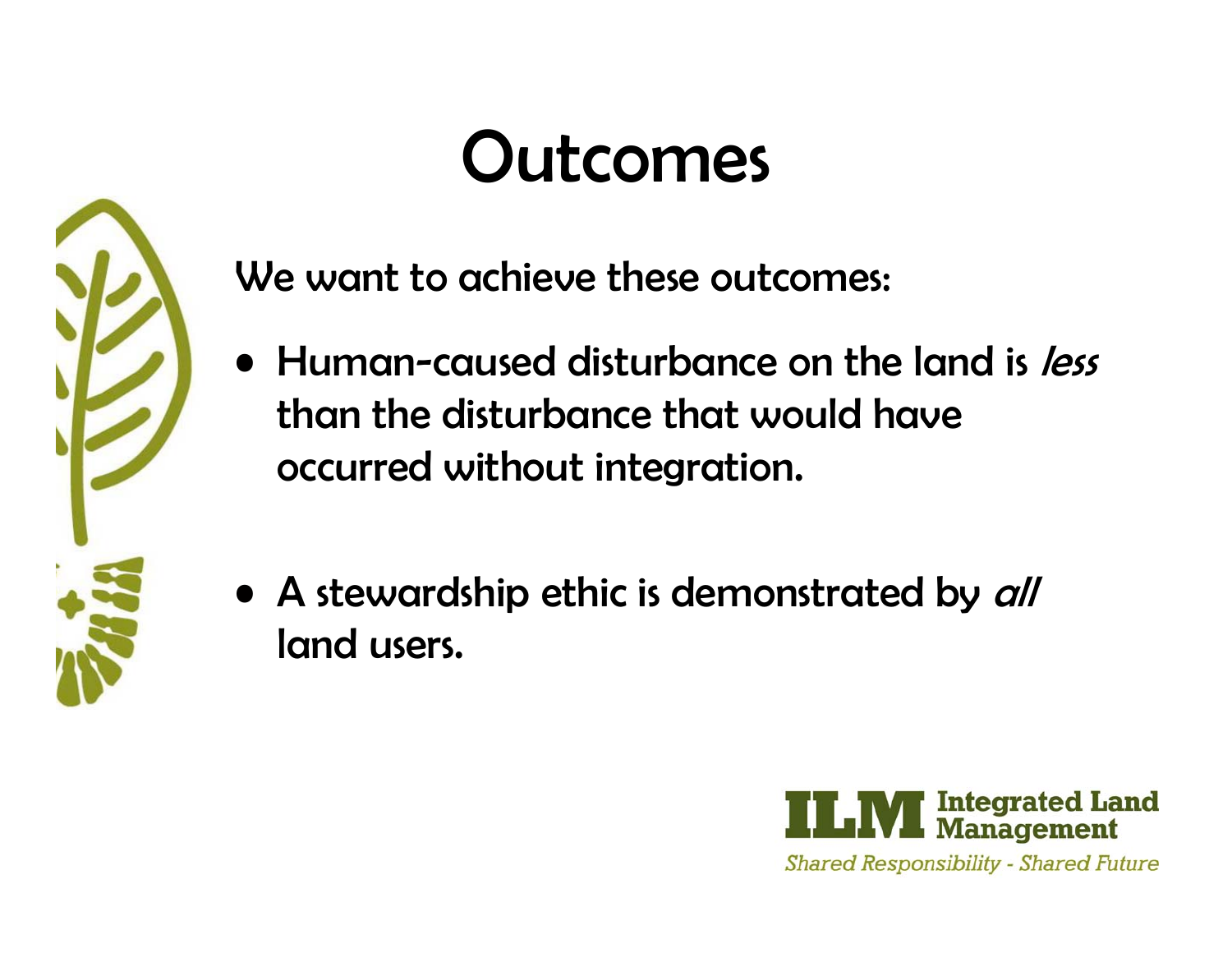# Outcomes

We want to achieve these outcomes:

- Human-caused disturbance on the land is *less* than the disturbance that would have occurred without integration.
- A stewardship ethic is demonstrated by *all* land users.

ILM Integrated Land Management

*Shared Responsibility - Shared Future*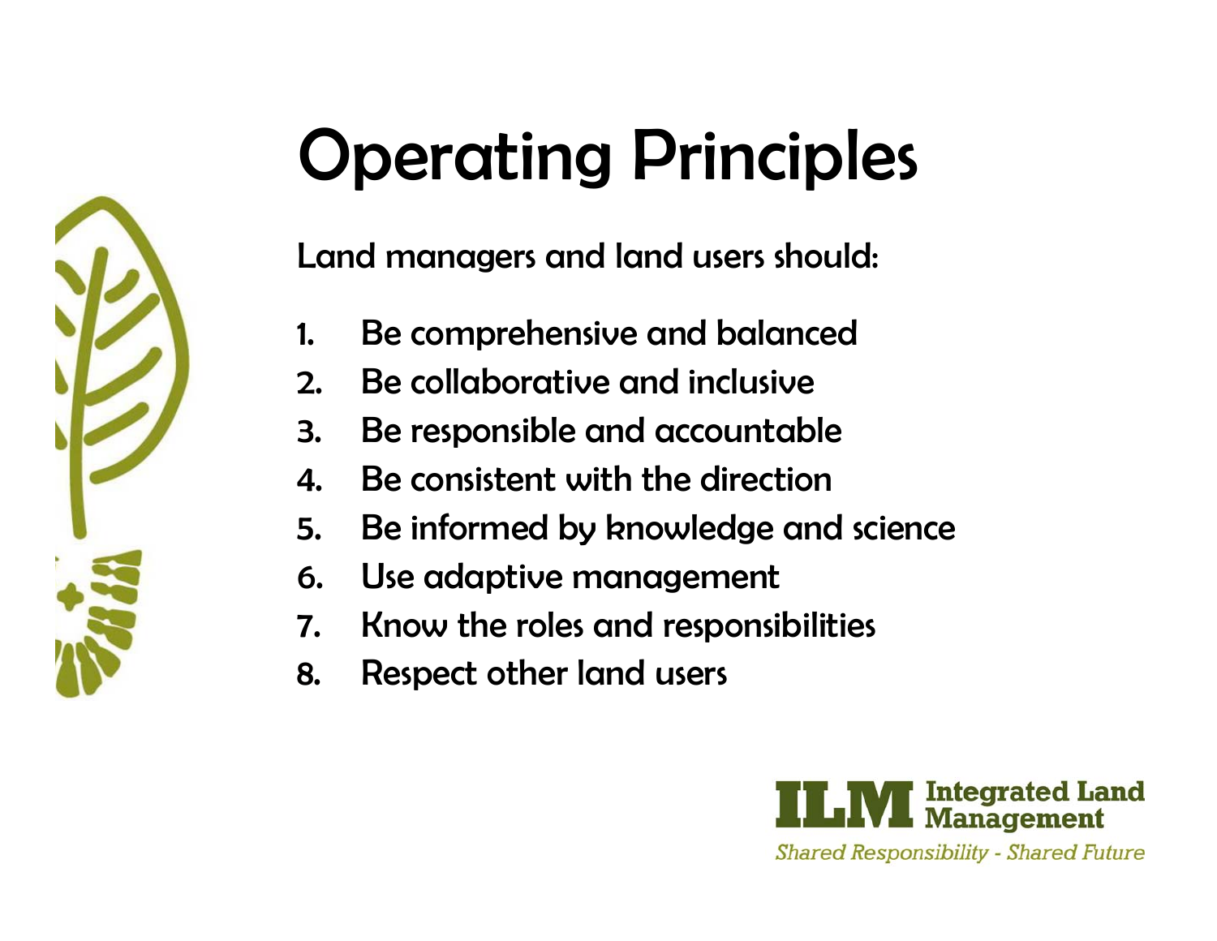# Operating Principles

Land managers and land users should:

1. Be comprehensive and balanced
2. Be collaborative and inclusive
3. Be responsible and accountable
4. Be consistent with the direction
5. Be informed by knowledge and science
6. Use adaptive management
7. Know the roles and responsibilities
8. Respect other land users

**ILM Integrated Land Management**

*Shared Responsibility - Shared Future*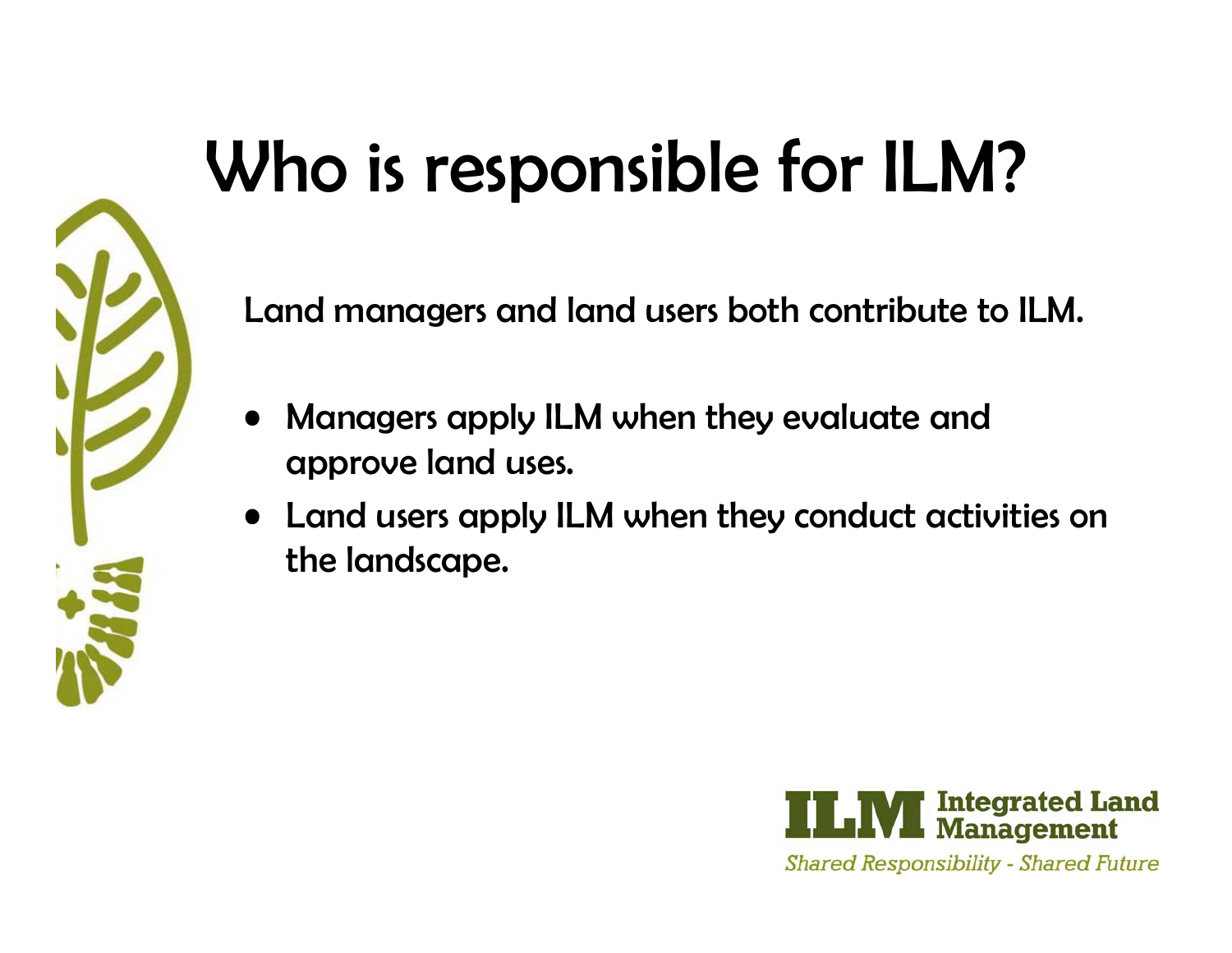# Who is responsible for ILM?

Land managers and land users both contribute to ILM.

- Managers apply ILM when they evaluate and approve land uses.
- Land users apply ILM when they conduct activities on the landscape.

ILM Integrated Land Management

*Shared Responsibility - Shared Future*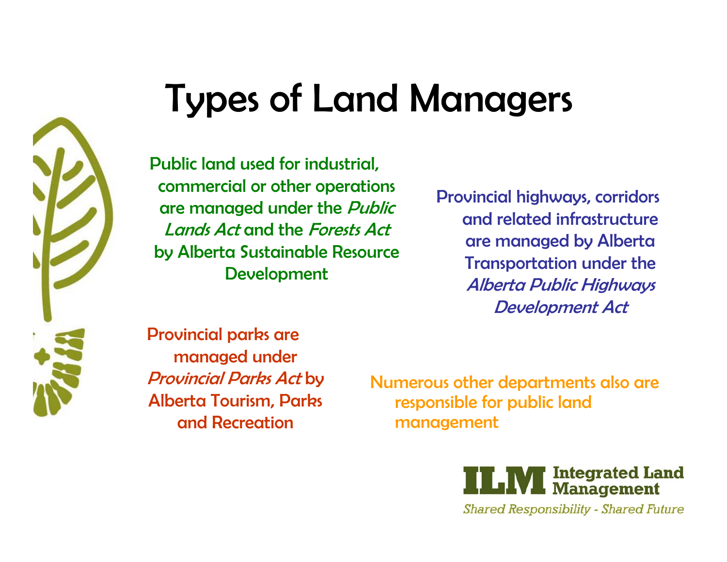# Types of Land Managers

Public land used for industrial, commercial or other operations are managed under the *Public Lands Act* and the *Forests Act* by Alberta Sustainable Resource Development

Provincial highways, corridors and related infrastructure are managed by Alberta Transportation under the *Alberta Public Highways Development Act*

Provincial parks are managed under *Provincial Parks Act* by Alberta Tourism, Parks and Recreation

Numerous other departments also are responsible for public land management

**ILM Integrated Land Management**

*Shared Responsibility - Shared Future*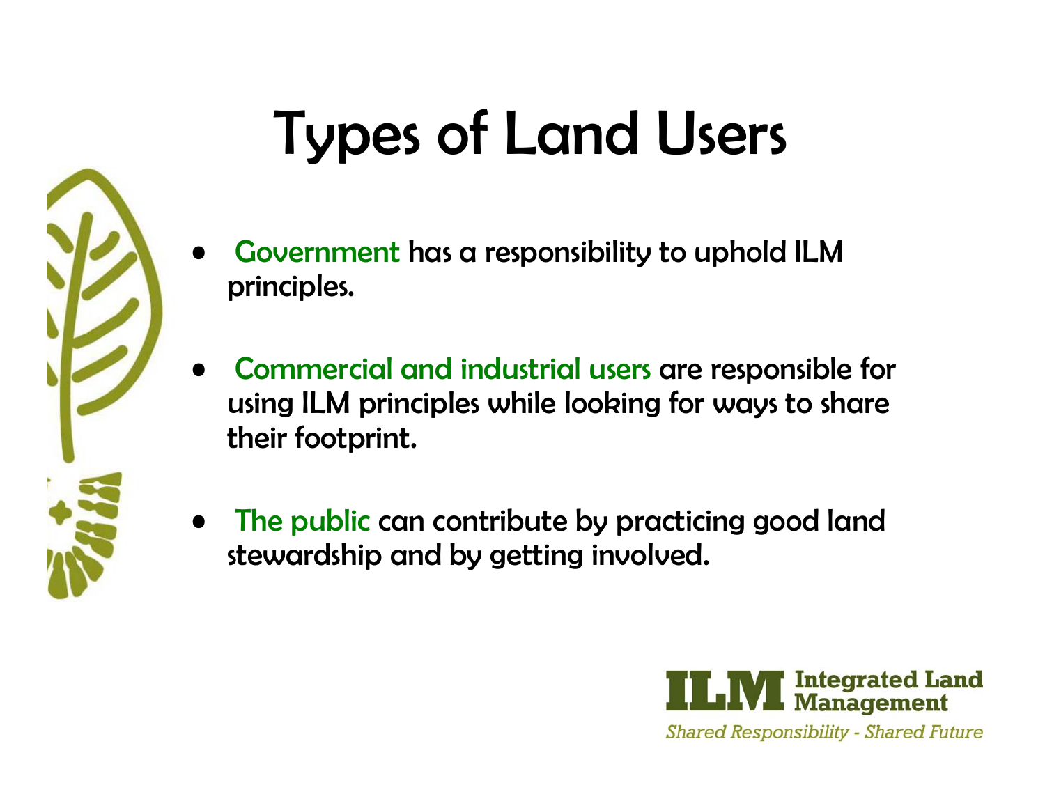# Types of Land Users

- Government has a responsibility to uphold ILM principles.

- Commercial and industrial users are responsible for using ILM principles while looking for ways to share their footprint.

- The public can contribute by practicing good land stewardship and by getting involved.

ILM Integrated Land Management

*Shared Responsibility - Shared Future*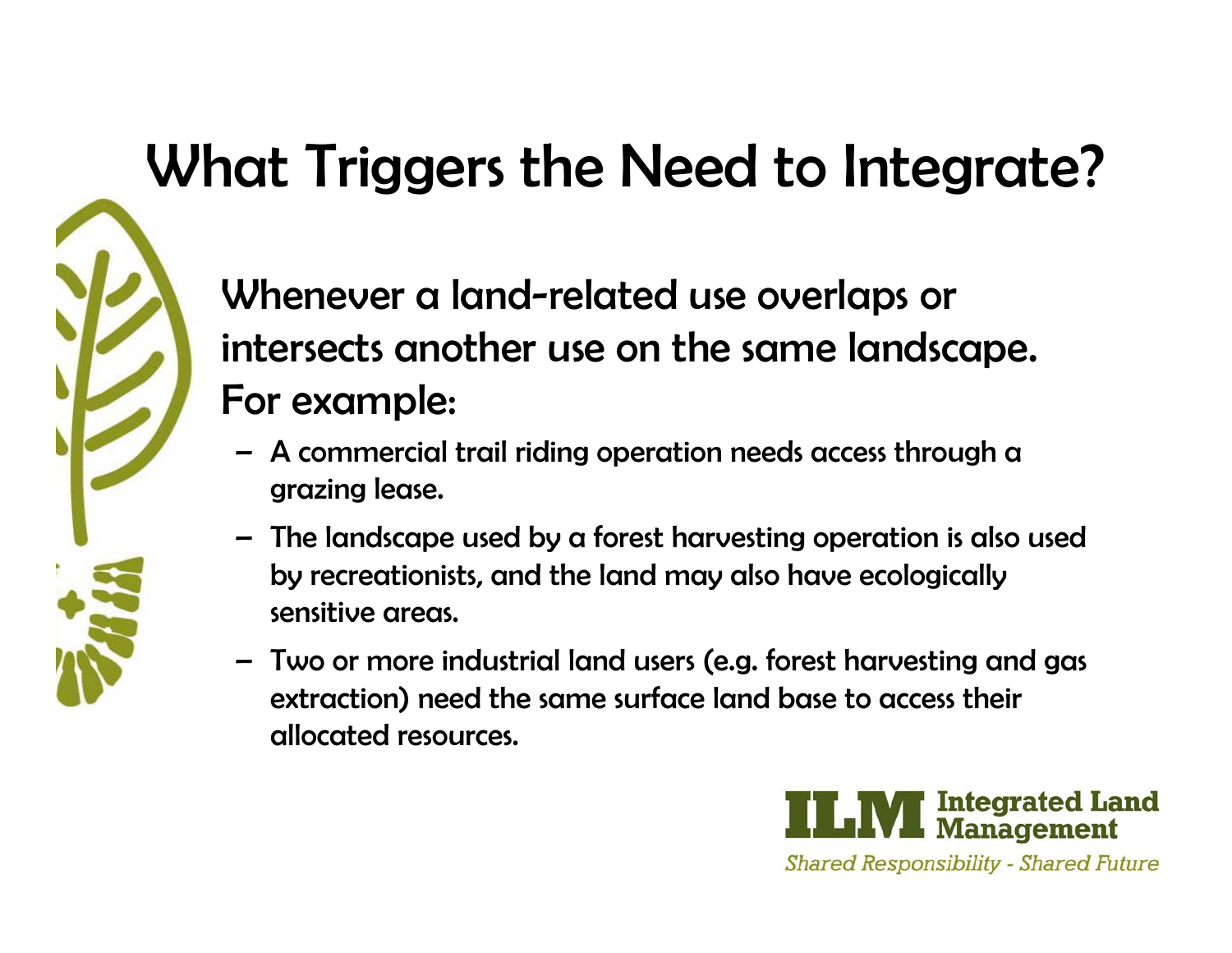# What Triggers the Need to Integrate?

Whenever a land-related use overlaps or intersects another use on the same landscape. For example:

- A commercial trail riding operation needs access through a grazing lease.
- The landscape used by a forest harvesting operation is also used by recreationists, and the land may also have ecologically sensitive areas.
- Two or more industrial land users (e.g. forest harvesting and gas extraction) need the same surface land base to access their allocated resources.

ILM Integrated Land Management

*Shared Responsibility - Shared Future*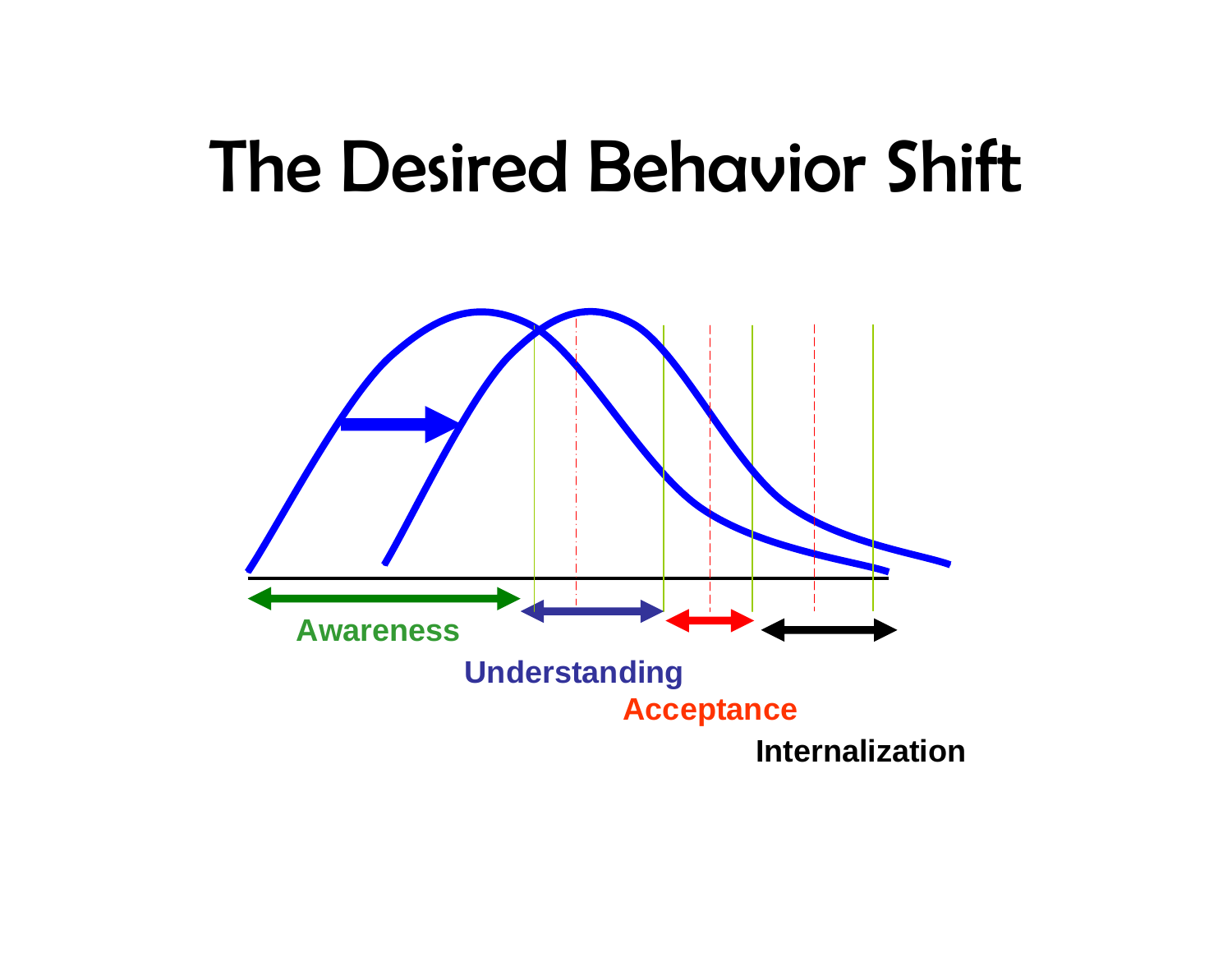# The Desired Behavior Shift

Awareness

Understanding

Acceptance

Internalization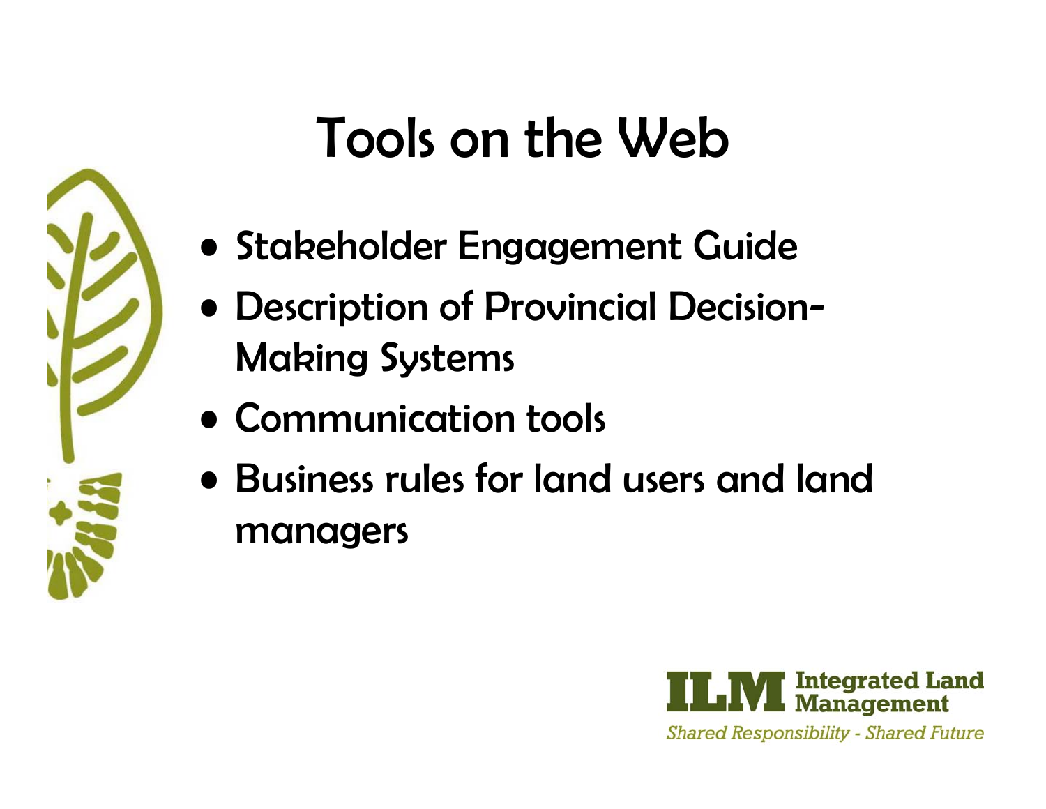# Tools on the Web

- Stakeholder Engagement Guide
- Description of Provincial Decision-Making Systems
- Communication tools
- Business rules for land users and land managers

ILM Integrated Land Management

*Shared Responsibility - Shared Future*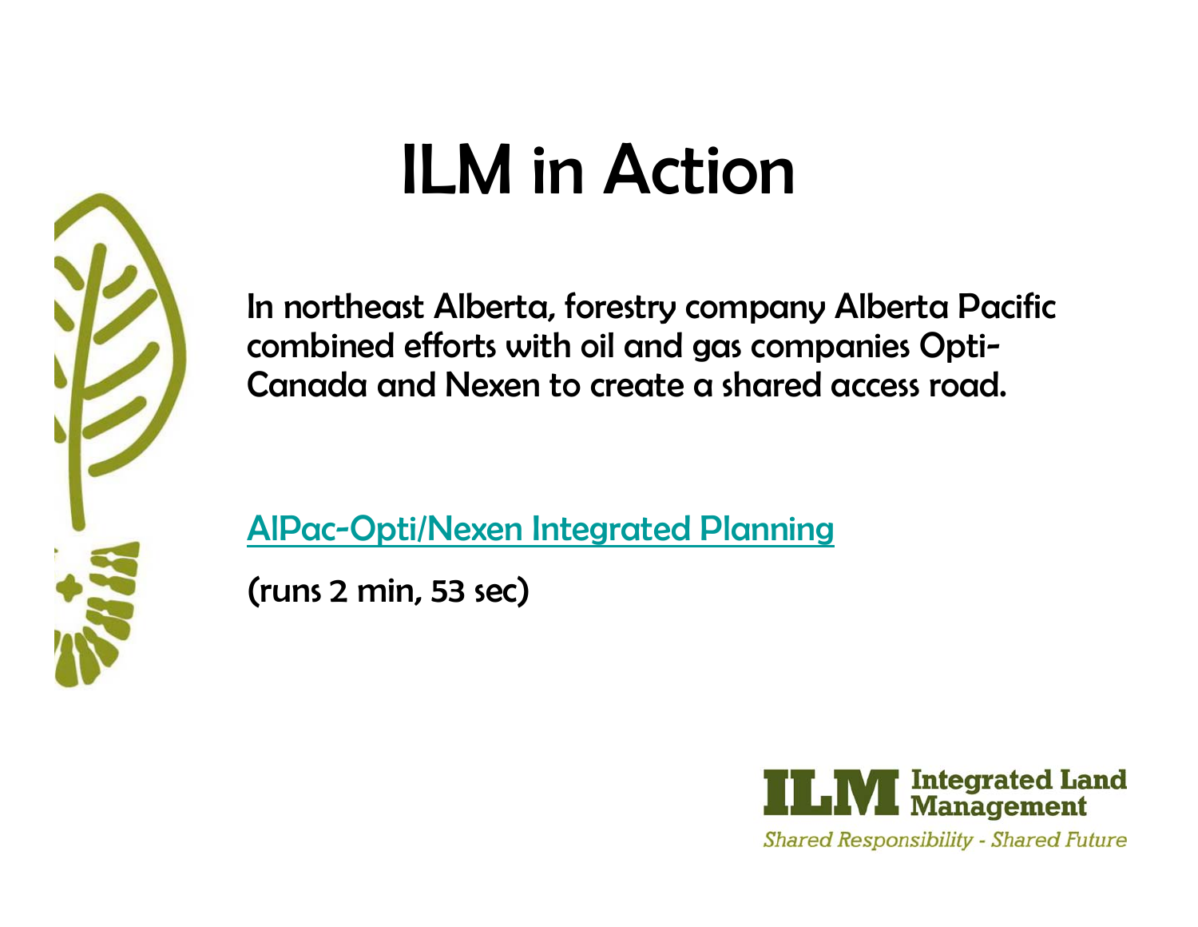# ILM in Action

In northeast Alberta, forestry company Alberta Pacific combined efforts with oil and gas companies Opti-Canada and Nexen to create a shared access road.

AlPac-Opti/Nexen Integrated Planning

(runs 2 min, 53 sec)

ILM Integrated Land Management

*Shared Responsibility - Shared Future*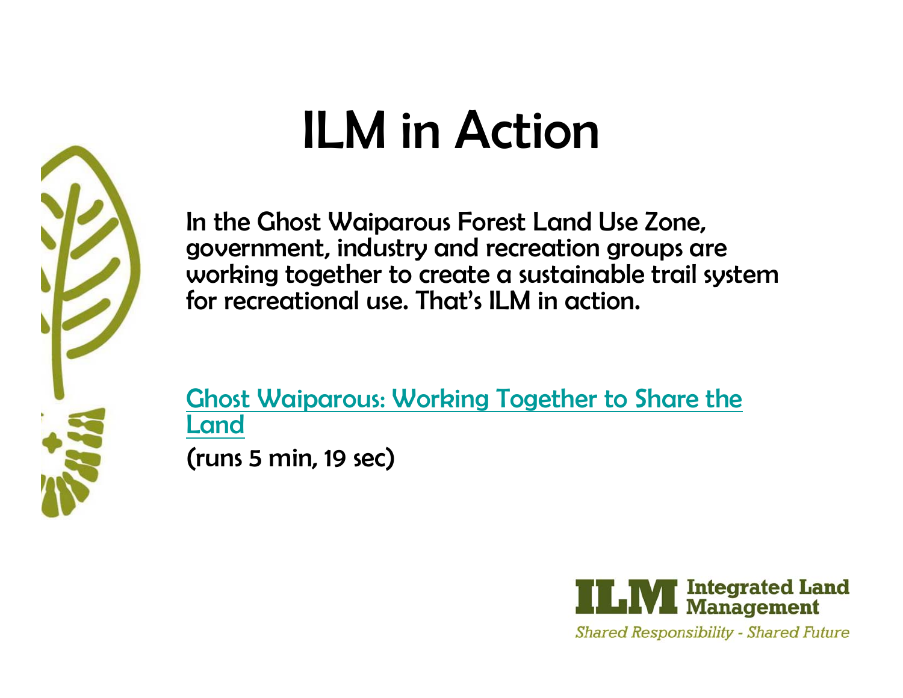# ILM in Action

In the Ghost Waiparous Forest Land Use Zone, government, industry and recreation groups are working together to create a sustainable trail system for recreational use. That's ILM in action.

Ghost Waiparous: Working Together to Share the Land

(runs 5 min, 19 sec)

ILM Integrated Land Management

*Shared Responsibility - Shared Future*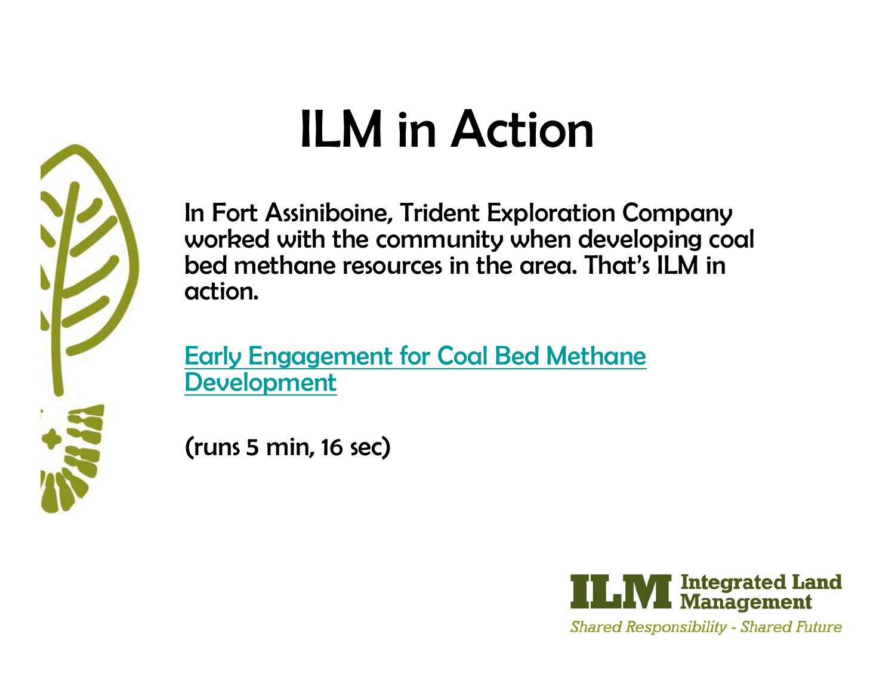# ILM in Action

In Fort Assiniboine, Trident Exploration Company worked with the community when developing coal bed methane resources in the area. That's ILM in action.

Early Engagement for Coal Bed Methane Development

(runs 5 min, 16 sec)

ILM Integrated Land Management

*Shared Responsibility - Shared Future*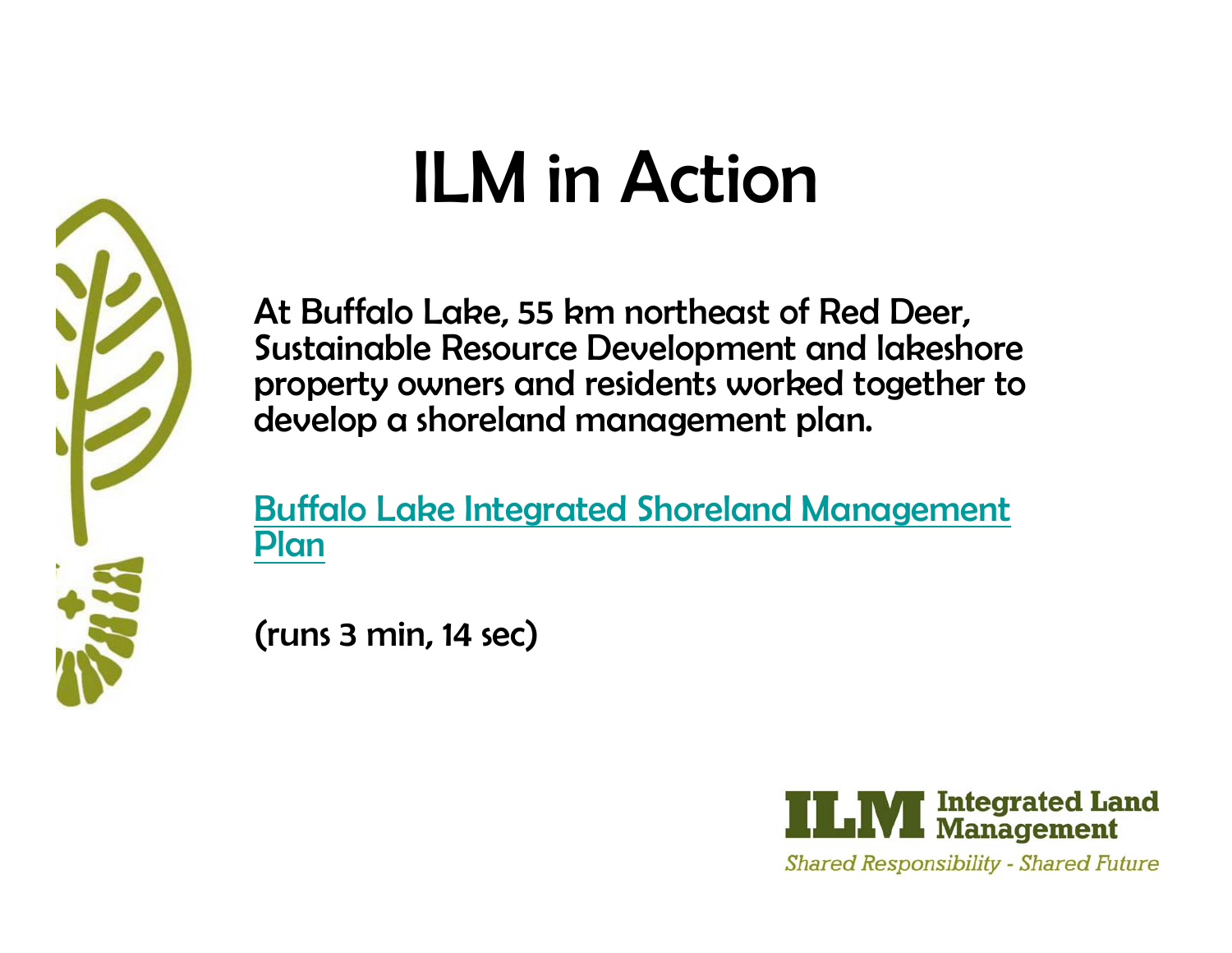# ILM in Action

At Buffalo Lake, 55 km northeast of Red Deer, Sustainable Resource Development and lakeshore property owners and residents worked together to develop a shoreland management plan.

Buffalo Lake Integrated Shoreland Management Plan

(runs 3 min, 14 sec)

ILM Integrated Land Management

*Shared Responsibility - Shared Future*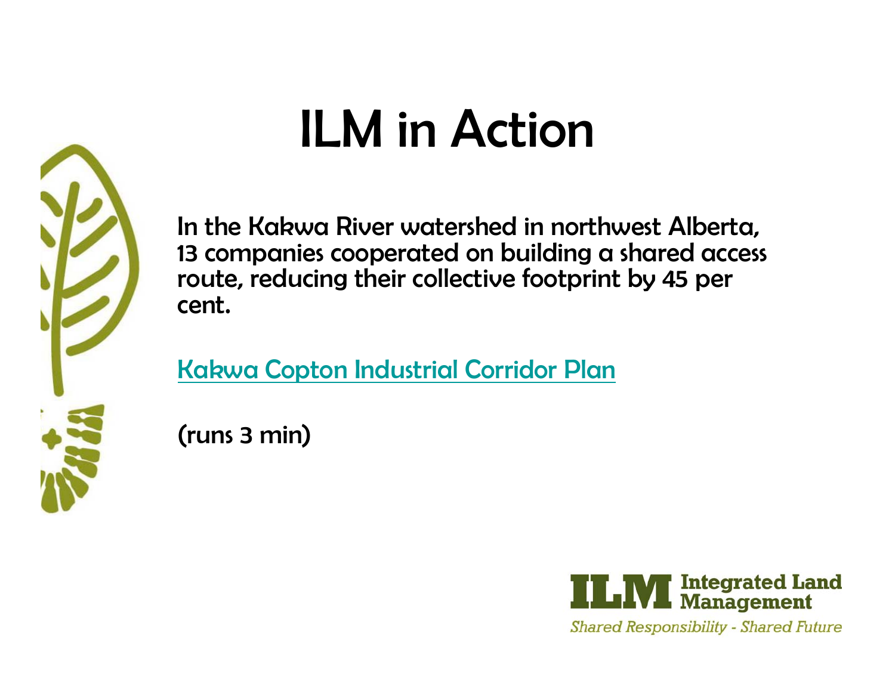# ILM in Action

In the Kakwa River watershed in northwest Alberta, 13 companies cooperated on building a shared access route, reducing their collective footprint by 45 per cent.

Kakwa Copton Industrial Corridor Plan

(runs 3 min)

**ILM** Integrated Land Management

*Shared Responsibility - Shared Future*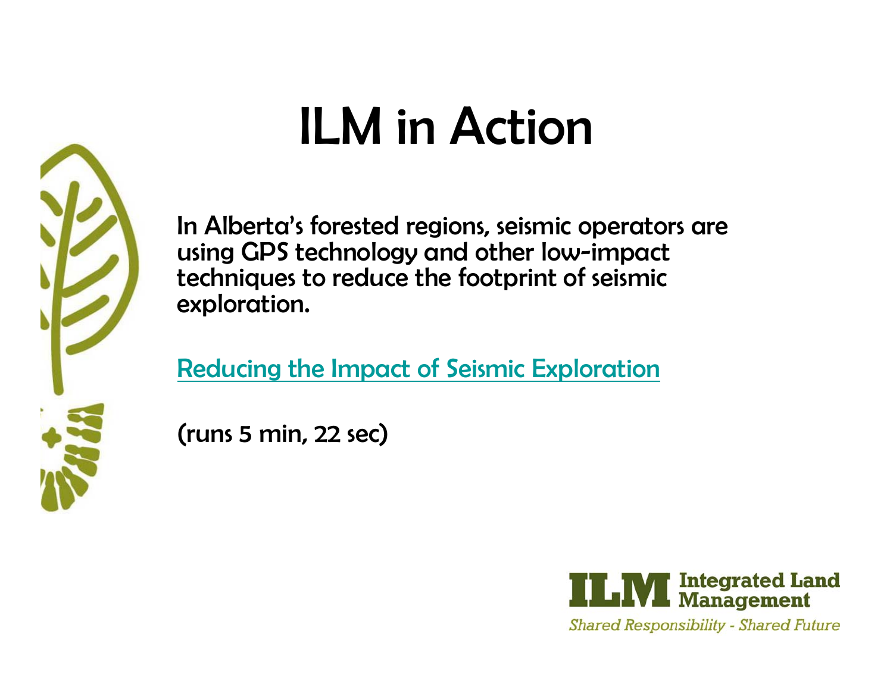# ILM in Action

In Alberta's forested regions, seismic operators are using GPS technology and other low-impact techniques to reduce the footprint of seismic exploration.

Reducing the Impact of Seismic Exploration

(runs 5 min, 22 sec)

**ILM** Integrated Land Management

*Shared Responsibility - Shared Future*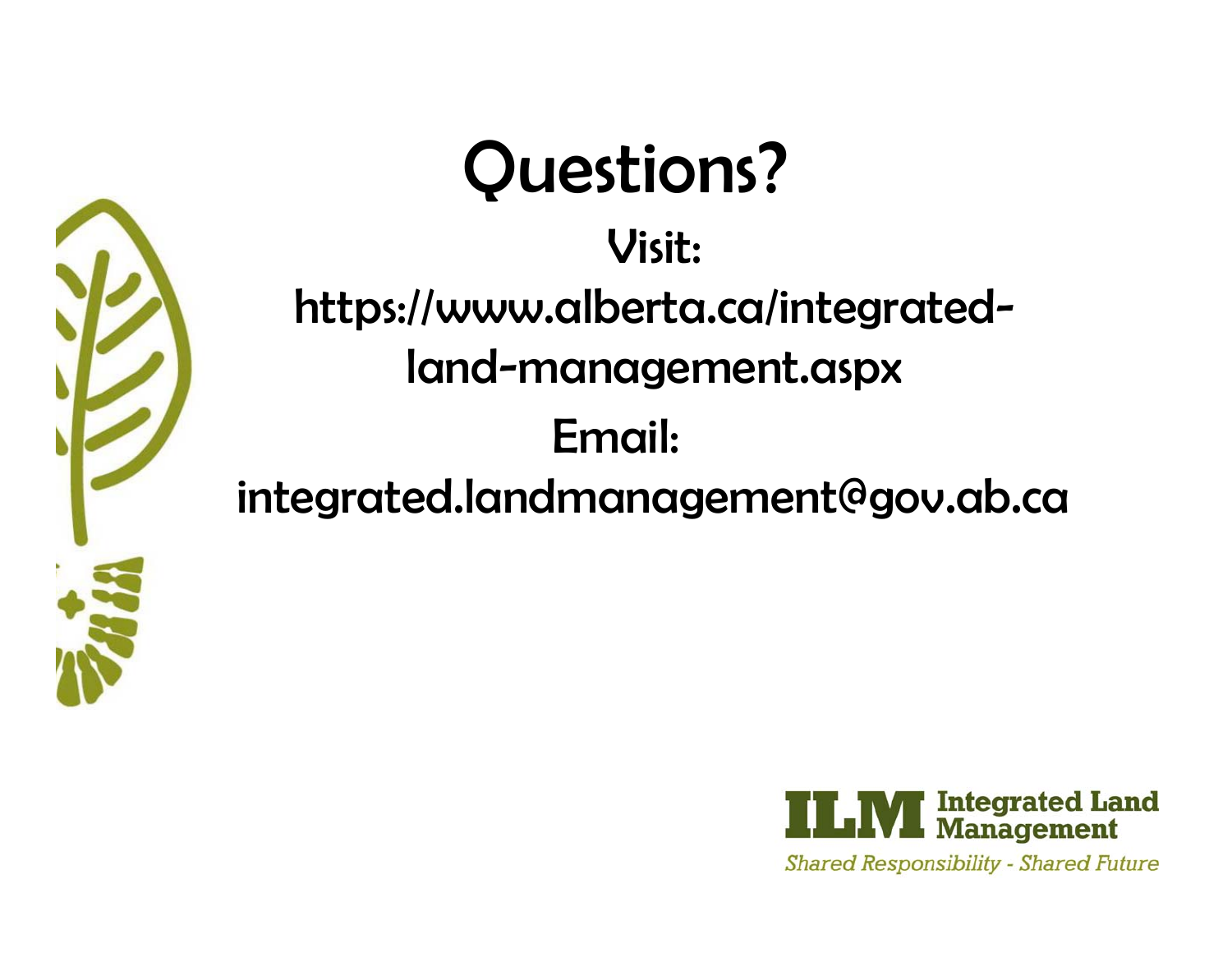# Questions?

Visit:

https://www.alberta.ca/integrated-land-management.aspx

Email:

integrated.landmanagement@gov.ab.ca

ILM Integrated Land Management

*Shared Responsibility - Shared Future*